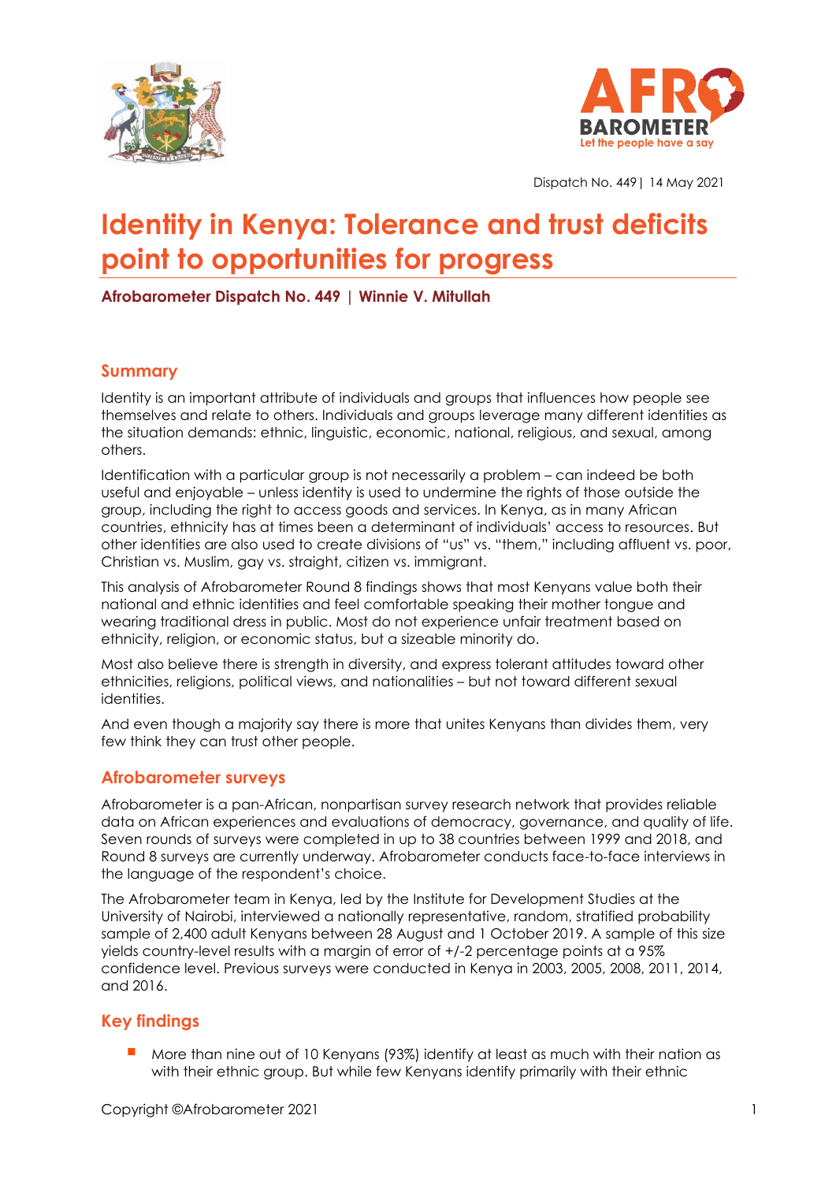Dispatch No. 449 | 14 May 2021

# Identity in Kenya: Tolerance and trust deficits point to opportunities for progress

**Afrobarometer Dispatch No. 449 | Winnie V. Mitullah**

## Summary

Identity is an important attribute of individuals and groups that influences how people see themselves and relate to others. Individuals and groups leverage many different identities as the situation demands: ethnic, linguistic, economic, national, religious, and sexual, among others.

Identification with a particular group is not necessarily a problem – can indeed be both useful and enjoyable – unless identity is used to undermine the rights of those outside the group, including the right to access goods and services. In Kenya, as in many African countries, ethnicity has at times been a determinant of individuals' access to resources. But other identities are also used to create divisions of "us" vs. "them," including affluent vs. poor, Christian vs. Muslim, gay vs. straight, citizen vs. immigrant.

This analysis of Afrobarometer Round 8 findings shows that most Kenyans value both their national and ethnic identities and feel comfortable speaking their mother tongue and wearing traditional dress in public. Most do not experience unfair treatment based on ethnicity, religion, or economic status, but a sizeable minority do.

Most also believe there is strength in diversity, and express tolerant attitudes toward other ethnicities, religions, political views, and nationalities – but not toward different sexual identities.

And even though a majority say there is more that unites Kenyans than divides them, very few think they can trust other people.

## Afrobarometer surveys

Afrobarometer is a pan-African, nonpartisan survey research network that provides reliable data on African experiences and evaluations of democracy, governance, and quality of life. Seven rounds of surveys were completed in up to 38 countries between 1999 and 2018, and Round 8 surveys are currently underway. Afrobarometer conducts face-to-face interviews in the language of the respondent's choice.

The Afrobarometer team in Kenya, led by the Institute for Development Studies at the University of Nairobi, interviewed a nationally representative, random, stratified probability sample of 2,400 adult Kenyans between 28 August and 1 October 2019. A sample of this size yields country-level results with a margin of error of +/-2 percentage points at a 95% confidence level. Previous surveys were conducted in Kenya in 2003, 2005, 2008, 2011, 2014, and 2016.

## Key findings

- More than nine out of 10 Kenyans (93%) identify at least as much with their nation as with their ethnic group. But while few Kenyans identify primarily with their ethnic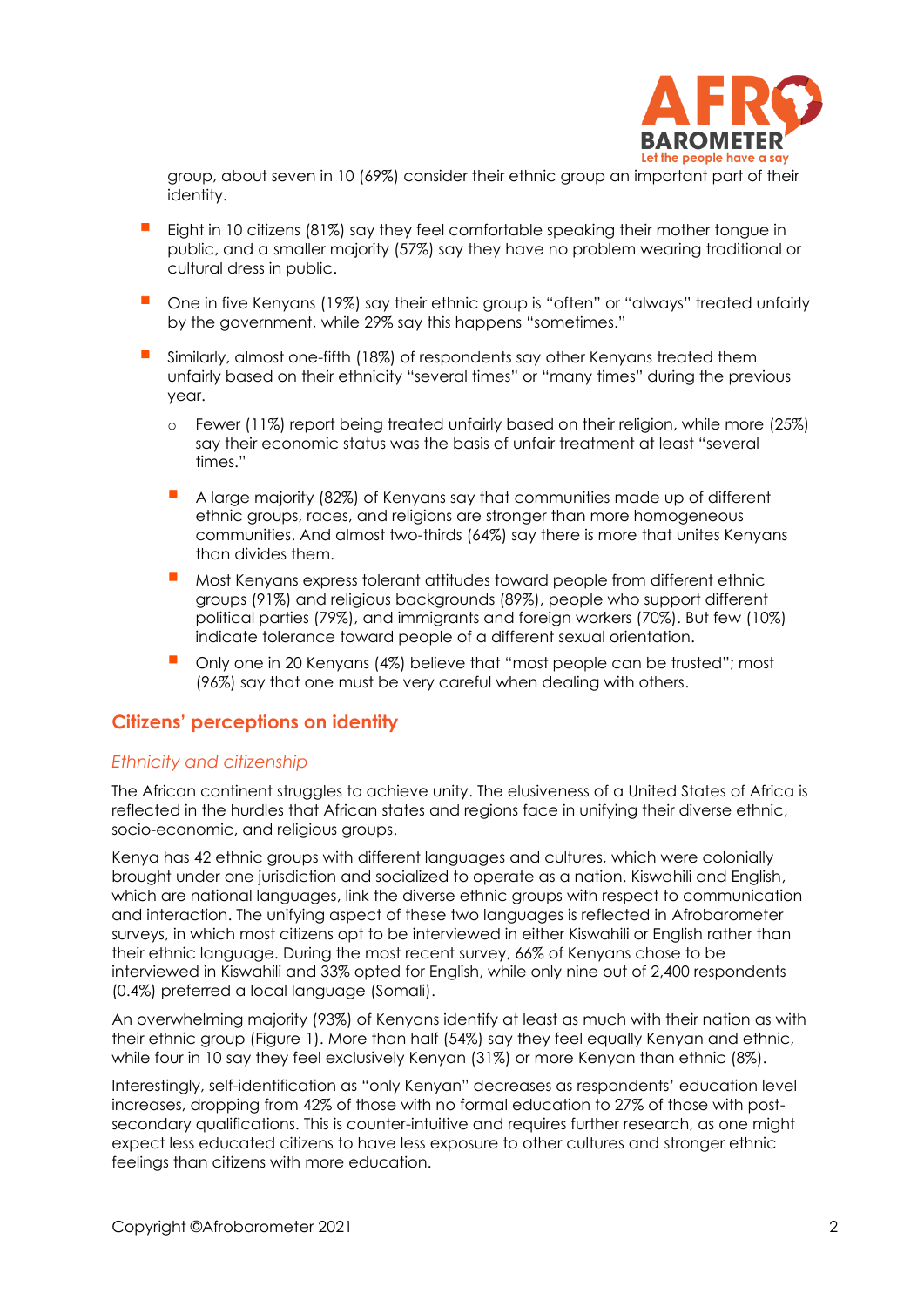group, about seven in 10 (69%) consider their ethnic group an important part of their identity.

- Eight in 10 citizens (81%) say they feel comfortable speaking their mother tongue in public, and a smaller majority (57%) say they have no problem wearing traditional or cultural dress in public.
- One in five Kenyans (19%) say their ethnic group is "often" or "always" treated unfairly by the government, while 29% say this happens "sometimes."
- Similarly, almost one-fifth (18%) of respondents say other Kenyans treated them unfairly based on their ethnicity "several times" or "many times" during the previous year.
  - Fewer (11%) report being treated unfairly based on their religion, while more (25%) say their economic status was the basis of unfair treatment at least "several times."
  - A large majority (82%) of Kenyans say that communities made up of different ethnic groups, races, and religions are stronger than more homogeneous communities. And almost two-thirds (64%) say there is more that unites Kenyans than divides them.
  - Most Kenyans express tolerant attitudes toward people from different ethnic groups (91%) and religious backgrounds (89%), people who support different political parties (79%), and immigrants and foreign workers (70%). But few (10%) indicate tolerance toward people of a different sexual orientation.
  - Only one in 20 Kenyans (4%) believe that "most people can be trusted"; most (96%) say that one must be very careful when dealing with others.

## Citizens' perceptions on identity

### *Ethnicity and citizenship*

The African continent struggles to achieve unity. The elusiveness of a United States of Africa is reflected in the hurdles that African states and regions face in unifying their diverse ethnic, socio-economic, and religious groups.

Kenya has 42 ethnic groups with different languages and cultures, which were colonially brought under one jurisdiction and socialized to operate as a nation. Kiswahili and English, which are national languages, link the diverse ethnic groups with respect to communication and interaction. The unifying aspect of these two languages is reflected in Afrobarometer surveys, in which most citizens opt to be interviewed in either Kiswahili or English rather than their ethnic language. During the most recent survey, 66% of Kenyans chose to be interviewed in Kiswahili and 33% opted for English, while only nine out of 2,400 respondents (0.4%) preferred a local language (Somali).

An overwhelming majority (93%) of Kenyans identify at least as much with their nation as with their ethnic group (Figure 1). More than half (54%) say they feel equally Kenyan and ethnic, while four in 10 say they feel exclusively Kenyan (31%) or more Kenyan than ethnic (8%).

Interestingly, self-identification as "only Kenyan" decreases as respondents' education level increases, dropping from 42% of those with no formal education to 27% of those with post-secondary qualifications. This is counter-intuitive and requires further research, as one might expect less educated citizens to have less exposure to other cultures and stronger ethnic feelings than citizens with more education.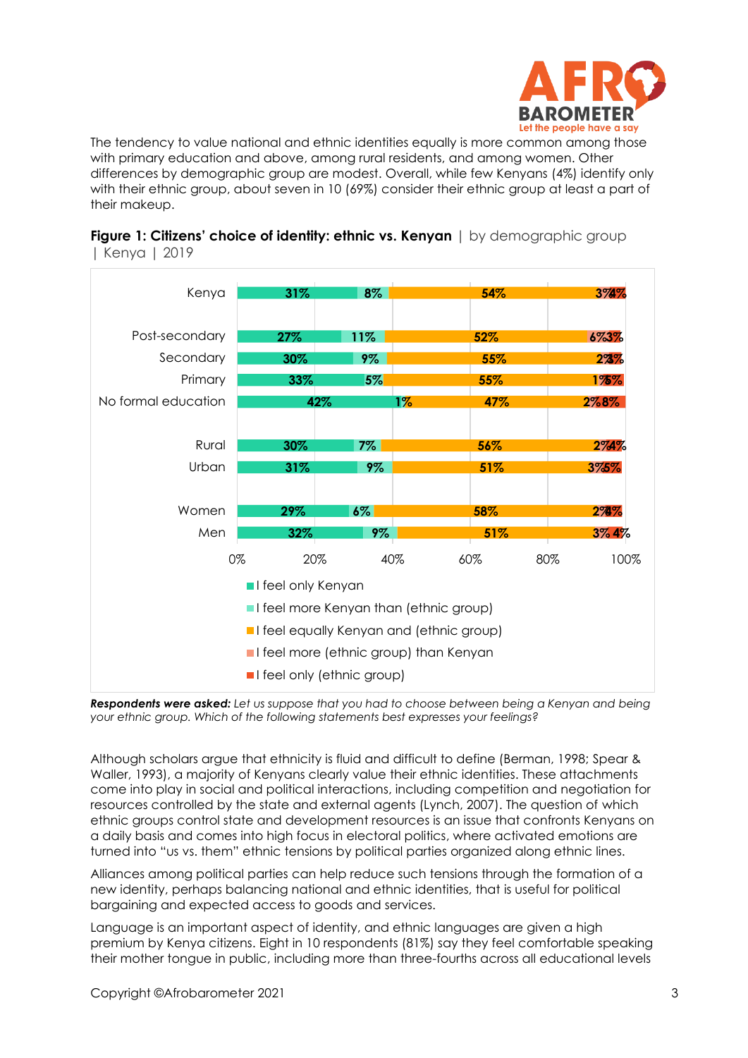The tendency to value national and ethnic identities equally is more common among those with primary education and above, among rural residents, and among women. Other differences by demographic group are modest. Overall, while few Kenyans (4%) identify only with their ethnic group, about seven in 10 (69%) consider their ethnic group at least a part of their makeup.

**Figure 1: Citizens' choice of identity: ethnic vs. Kenyan** | by demographic group | Kenya | 2019

| | I feel only Kenyan | I feel more Kenyan than (ethnic group) | I feel equally Kenyan and (ethnic group) | I feel more (ethnic group) than Kenyan | I feel only (ethnic group) |
|---|---|---|---|---|---|
| Kenya | 31% | 8% | 54% | 3% | 4% |
| Post-secondary | 27% | 11% | 52% | 6% | 3% |
| Secondary | 30% | 9% | 55% | 2% | 3% |
| Primary | 33% | 5% | 55% | 1% | 5% |
| No formal education | 42% | 1% | 47% | 2% | 8% |
| Rural | 30% | 7% | 56% | 2% | 4% |
| Urban | 31% | 9% | 51% | 3% | 5% |
| Women | 29% | 6% | 58% | 2% | 4% |
| Men | 32% | 9% | 51% | 3% | 4% |

***Respondents were asked:*** *Let us suppose that you had to choose between being a Kenyan and being your ethnic group. Which of the following statements best expresses your feelings?*

Although scholars argue that ethnicity is fluid and difficult to define (Berman, 1998; Spear & Waller, 1993), a majority of Kenyans clearly value their ethnic identities. These attachments come into play in social and political interactions, including competition and negotiation for resources controlled by the state and external agents (Lynch, 2007). The question of which ethnic groups control state and development resources is an issue that confronts Kenyans on a daily basis and comes into high focus in electoral politics, where activated emotions are turned into "us vs. them" ethnic tensions by political parties organized along ethnic lines.

Alliances among political parties can help reduce such tensions through the formation of a new identity, perhaps balancing national and ethnic identities, that is useful for political bargaining and expected access to goods and services.

Language is an important aspect of identity, and ethnic languages are given a high premium by Kenya citizens. Eight in 10 respondents (81%) say they feel comfortable speaking their mother tongue in public, including more than three-fourths across all educational levels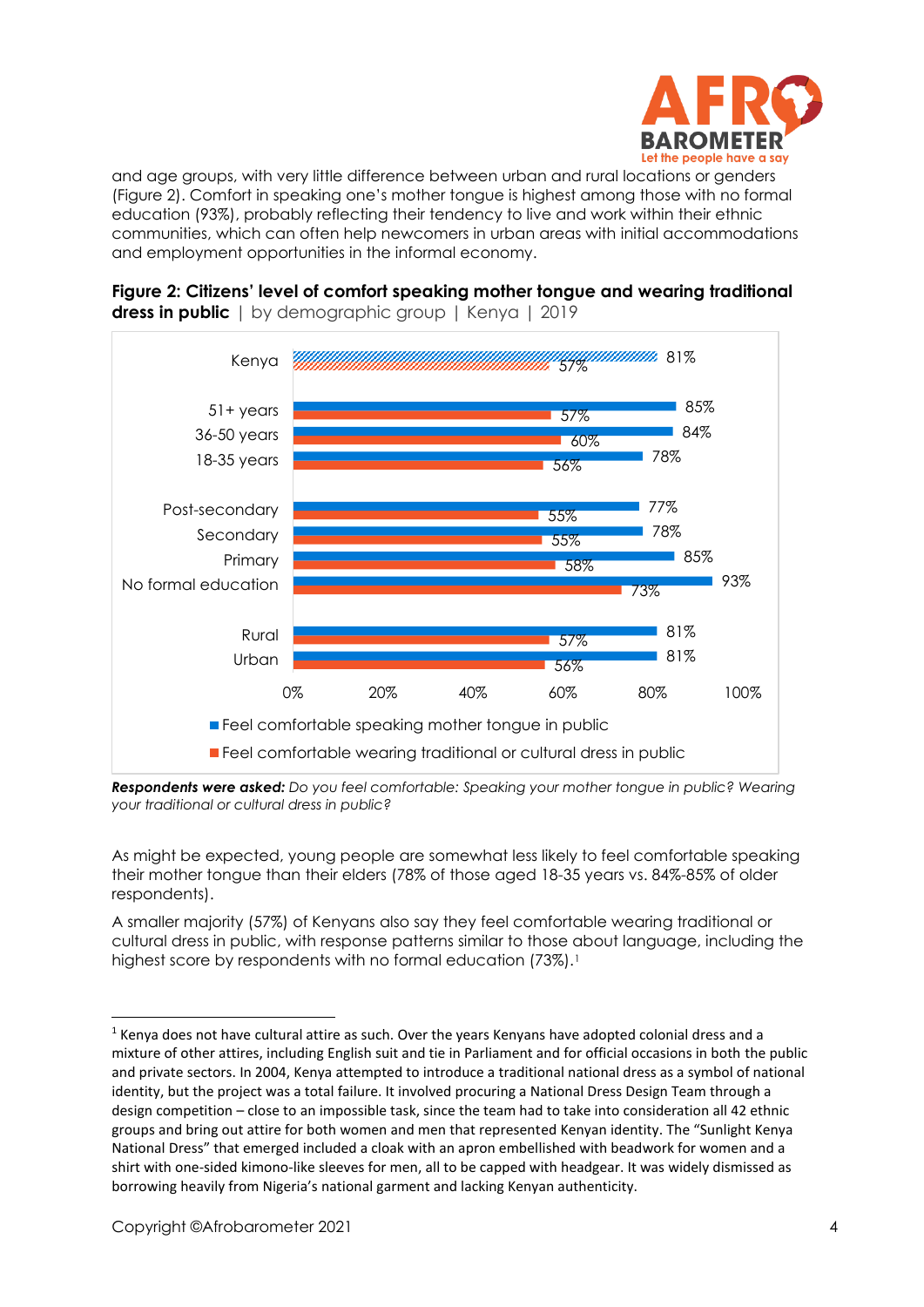and age groups, with very little difference between urban and rural locations or genders (Figure 2). Comfort in speaking one's mother tongue is highest among those with no formal education (93%), probably reflecting their tendency to live and work within their ethnic communities, which can often help newcomers in urban areas with initial accommodations and employment opportunities in the informal economy.

**Figure 2: Citizens' level of comfort speaking mother tongue and wearing traditional dress in public** | by demographic group | Kenya | 2019

| | Feel comfortable speaking mother tongue in public | Feel comfortable wearing traditional or cultural dress in public |
|---|---|---|
| Kenya | 81% | 57% |
| 51+ years | 85% | 57% |
| 36-50 years | 84% | 60% |
| 18-35 years | 78% | 56% |
| Post-secondary | 77% | 55% |
| Secondary | 78% | 55% |
| Primary | 85% | 58% |
| No formal education | 93% | 73% |
| Rural | 81% | 57% |
| Urban | 81% | 56% |

***Respondents were asked:*** *Do you feel comfortable: Speaking your mother tongue in public? Wearing your traditional or cultural dress in public?*

As might be expected, young people are somewhat less likely to feel comfortable speaking their mother tongue than their elders (78% of those aged 18-35 years vs. 84%-85% of older respondents).

A smaller majority (57%) of Kenyans also say they feel comfortable wearing traditional or cultural dress in public, with response patterns similar to those about language, including the highest score by respondents with no formal education (73%).[1]

---

[1] Kenya does not have cultural attire as such. Over the years Kenyans have adopted colonial dress and a mixture of other attires, including English suit and tie in Parliament and for official occasions in both the public and private sectors. In 2004, Kenya attempted to introduce a traditional national dress as a symbol of national identity, but the project was a total failure. It involved procuring a National Dress Design Team through a design competition – close to an impossible task, since the team had to take into consideration all 42 ethnic groups and bring out attire for both women and men that represented Kenyan identity. The "Sunlight Kenya National Dress" that emerged included a cloak with an apron embellished with beadwork for women and a shirt with one-sided kimono-like sleeves for men, all to be capped with headgear. It was widely dismissed as borrowing heavily from Nigeria's national garment and lacking Kenyan authenticity.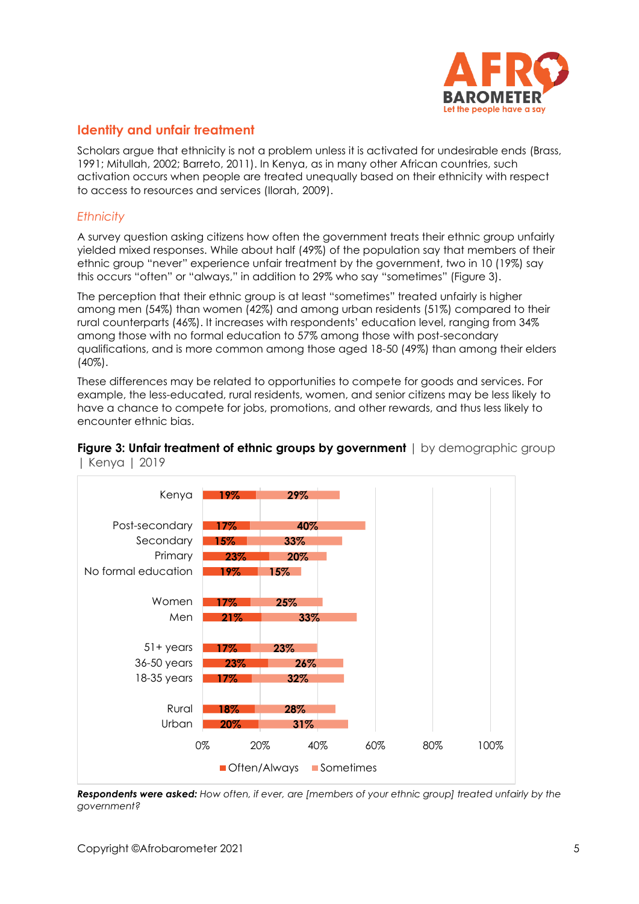## Identity and unfair treatment

Scholars argue that ethnicity is not a problem unless it is activated for undesirable ends (Brass, 1991; Mitullah, 2002; Barreto, 2011). In Kenya, as in many other African countries, such activation occurs when people are treated unequally based on their ethnicity with respect to access to resources and services (Ilorah, 2009).

### *Ethnicity*

A survey question asking citizens how often the government treats their ethnic group unfairly yielded mixed responses. While about half (49%) of the population say that members of their ethnic group "never" experience unfair treatment by the government, two in 10 (19%) say this occurs "often" or "always," in addition to 29% who say "sometimes" (Figure 3).

The perception that their ethnic group is at least "sometimes" treated unfairly is higher among men (54%) than women (42%) and among urban residents (51%) compared to their rural counterparts (46%). It increases with respondents' education level, ranging from 34% among those with no formal education to 57% among those with post-secondary qualifications, and is more common among those aged 18-50 (49%) than among their elders (40%).

These differences may be related to opportunities to compete for goods and services. For example, the less-educated, rural residents, women, and senior citizens may be less likely to have a chance to compete for jobs, promotions, and other rewards, and thus less likely to encounter ethnic bias.

**Figure 3: Unfair treatment of ethnic groups by government** | by demographic group | Kenya | 2019

| | Often/Always | Sometimes |
|---|---|---|
| Kenya | 19% | 29% |
| Post-secondary | 17% | 40% |
| Secondary | 15% | 33% |
| Primary | 23% | 20% |
| No formal education | 19% | 15% |
| Women | 17% | 25% |
| Men | 21% | 33% |
| 51+ years | 17% | 23% |
| 36-50 years | 23% | 26% |
| 18-35 years | 17% | 32% |
| Rural | 18% | 28% |
| Urban | 20% | 31% |

***Respondents were asked:*** *How often, if ever, are [members of your ethnic group] treated unfairly by the government?*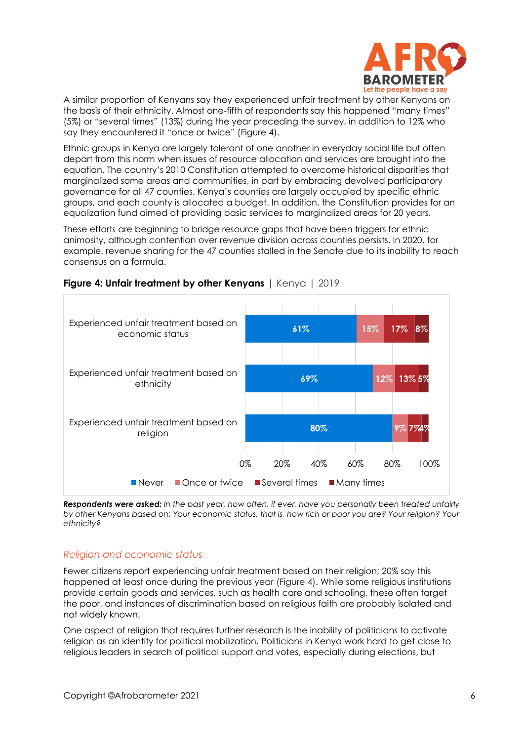A similar proportion of Kenyans say they experienced unfair treatment by other Kenyans on the basis of their ethnicity. Almost one-fifth of respondents say this happened "many times" (5%) or "several times" (13%) during the year preceding the survey, in addition to 12% who say they encountered it "once or twice" (Figure 4).

Ethnic groups in Kenya are largely tolerant of one another in everyday social life but often depart from this norm when issues of resource allocation and services are brought into the equation. The country's 2010 Constitution attempted to overcome historical disparities that marginalized some areas and communities, in part by embracing devolved participatory governance for all 47 counties. Kenya's counties are largely occupied by specific ethnic groups, and each county is allocated a budget. In addition, the Constitution provides for an equalization fund aimed at providing basic services to marginalized areas for 20 years.

These efforts are beginning to bridge resource gaps that have been triggers for ethnic animosity, although contention over revenue division across counties persists. In 2020, for example, revenue sharing for the 47 counties stalled in the Senate due to its inability to reach consensus on a formula.

**Figure 4: Unfair treatment by other Kenyans** | Kenya | 2019

| | Never | Once or twice | Several times | Many times |
|---|---|---|---|---|
| Experienced unfair treatment based on economic status | 61% | 15% | 17% | 8% |
| Experienced unfair treatment based on ethnicity | 69% | 12% | 13% | 5% |
| Experienced unfair treatment based on religion | 80% | 9% | 7% | 4% |

***Respondents were asked:*** *In the past year, how often, if ever, have you personally been treated unfairly by other Kenyans based on: Your economic status, that is, how rich or poor you are? Your religion? Your ethnicity?*

## *Religion and economic status*

Fewer citizens report experiencing unfair treatment based on their religion; 20% say this happened at least once during the previous year (Figure 4). While some religious institutions provide certain goods and services, such as health care and schooling, these often target the poor, and instances of discrimination based on religious faith are probably isolated and not widely known.

One aspect of religion that requires further research is the inability of politicians to activate religion as an identity for political mobilization. Politicians in Kenya work hard to get close to religious leaders in search of political support and votes, especially during elections, but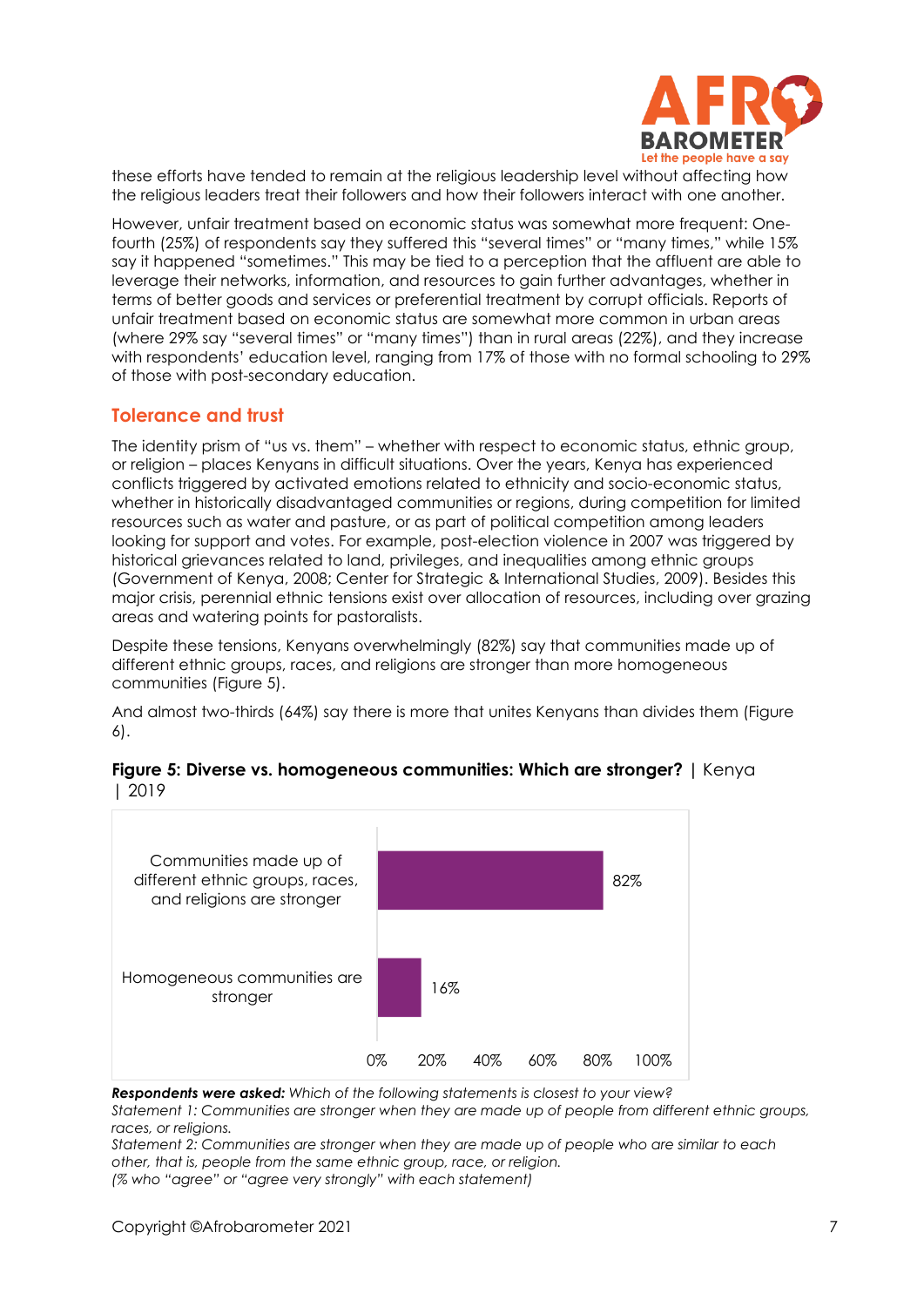these efforts have tended to remain at the religious leadership level without affecting how the religious leaders treat their followers and how their followers interact with one another.

However, unfair treatment based on economic status was somewhat more frequent: One-fourth (25%) of respondents say they suffered this "several times" or "many times," while 15% say it happened "sometimes." This may be tied to a perception that the affluent are able to leverage their networks, information, and resources to gain further advantages, whether in terms of better goods and services or preferential treatment by corrupt officials. Reports of unfair treatment based on economic status are somewhat more common in urban areas (where 29% say "several times" or "many times") than in rural areas (22%), and they increase with respondents' education level, ranging from 17% of those with no formal schooling to 29% of those with post-secondary education.

## Tolerance and trust

The identity prism of "us vs. them" – whether with respect to economic status, ethnic group, or religion – places Kenyans in difficult situations. Over the years, Kenya has experienced conflicts triggered by activated emotions related to ethnicity and socio-economic status, whether in historically disadvantaged communities or regions, during competition for limited resources such as water and pasture, or as part of political competition among leaders looking for support and votes. For example, post-election violence in 2007 was triggered by historical grievances related to land, privileges, and inequalities among ethnic groups (Government of Kenya, 2008; Center for Strategic & International Studies, 2009). Besides this major crisis, perennial ethnic tensions exist over allocation of resources, including over grazing areas and watering points for pastoralists.

Despite these tensions, Kenyans overwhelmingly (82%) say that communities made up of different ethnic groups, races, and religions are stronger than more homogeneous communities (Figure 5).

And almost two-thirds (64%) say there is more that unites Kenyans than divides them (Figure 6).

**Figure 5: Diverse vs. homogeneous communities: Which are stronger?** | Kenya | 2019

| | % |
|---|---|
| Communities made up of different ethnic groups, races, and religions are stronger | 82% |
| Homogeneous communities are stronger | 16% |

***Respondents were asked:*** *Which of the following statements is closest to your view?*
*Statement 1: Communities are stronger when they are made up of people from different ethnic groups, races, or religions.*
*Statement 2: Communities are stronger when they are made up of people who are similar to each other, that is, people from the same ethnic group, race, or religion.*
*(% who "agree" or "agree very strongly" with each statement)*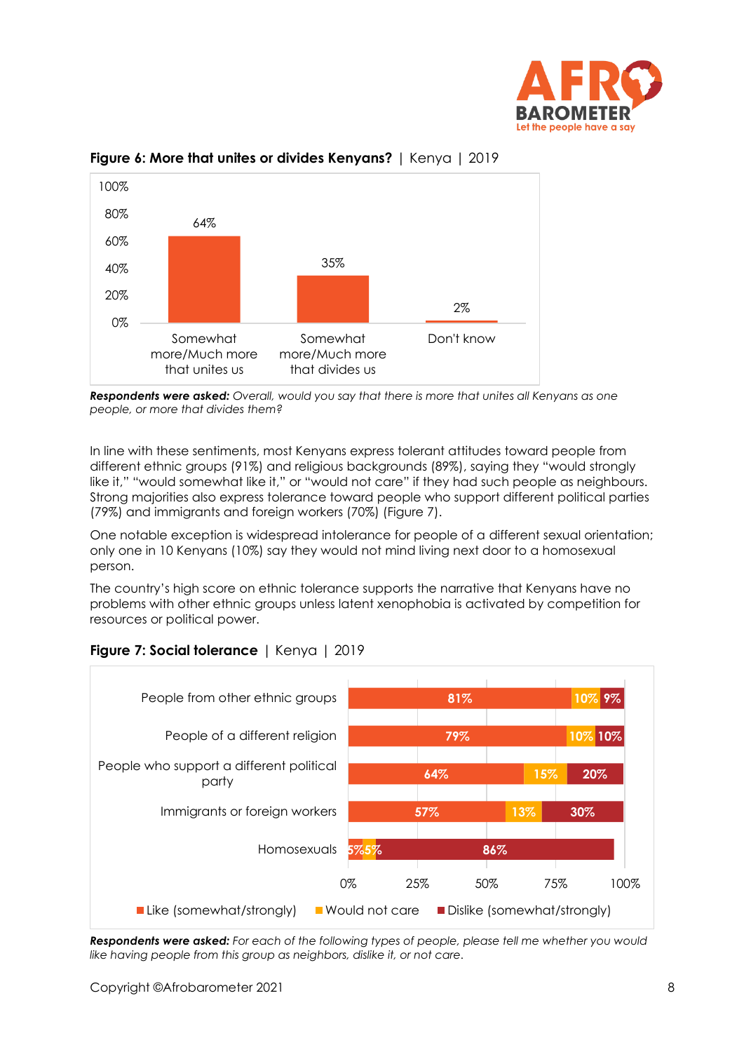**Figure 6: More that unites or divides Kenyans?** | Kenya | 2019

| | Percent |
|---|---|
| Somewhat more/Much more that unites us | 64% |
| Somewhat more/Much more that divides us | 35% |
| Don't know | 2% |

***Respondents were asked:*** *Overall, would you say that there is more that unites all Kenyans as one people, or more that divides them?*

In line with these sentiments, most Kenyans express tolerant attitudes toward people from different ethnic groups (91%) and religious backgrounds (89%), saying they "would strongly like it," "would somewhat like it," or "would not care" if they had such people as neighbours. Strong majorities also express tolerance toward people who support different political parties (79%) and immigrants and foreign workers (70%) (Figure 7).

One notable exception is widespread intolerance for people of a different sexual orientation; only one in 10 Kenyans (10%) say they would not mind living next door to a homosexual person.

The country's high score on ethnic tolerance supports the narrative that Kenyans have no problems with other ethnic groups unless latent xenophobia is activated by competition for resources or political power.

**Figure 7: Social tolerance** | Kenya | 2019

| | Like (somewhat/strongly) | Would not care | Dislike (somewhat/strongly) |
|---|---|---|---|
| People from other ethnic groups | 81% | 10% | 9% |
| People of a different religion | 79% | 10% | 10% |
| People who support a different political party | 64% | 15% | 20% |
| Immigrants or foreign workers | 57% | 13% | 30% |
| Homosexuals | 5% | 5% | 86% |

***Respondents were asked:*** *For each of the following types of people, please tell me whether you would like having people from this group as neighbors, dislike it, or not care.*

Copyright ©Afrobarometer 2021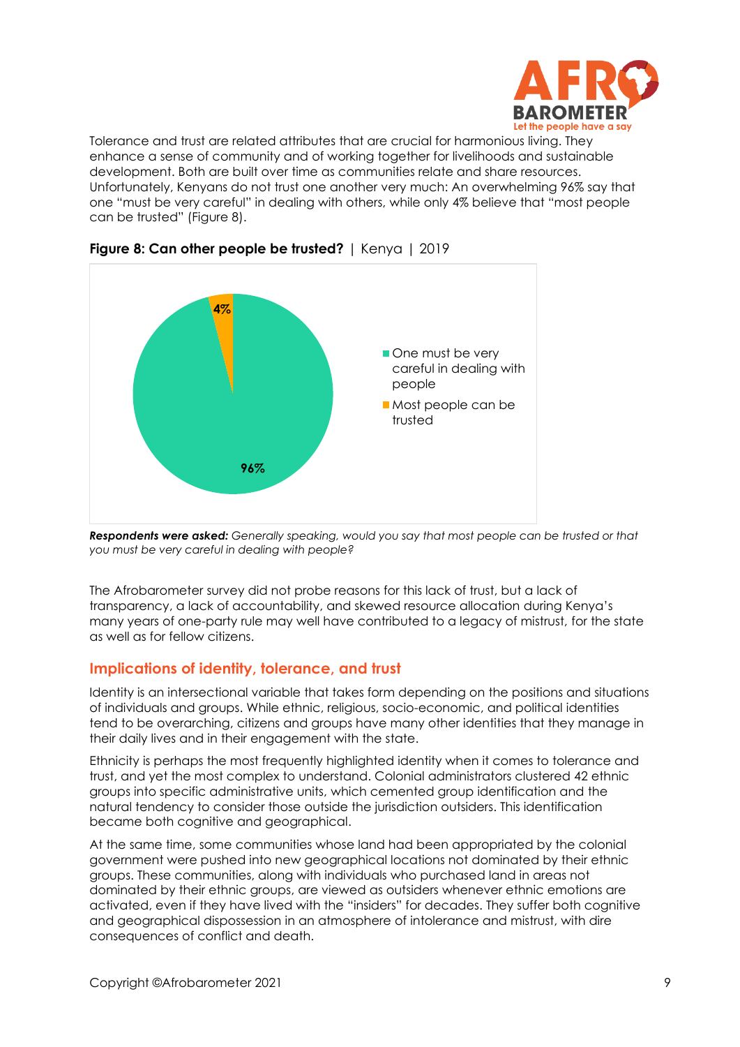Tolerance and trust are related attributes that are crucial for harmonious living. They enhance a sense of community and of working together for livelihoods and sustainable development. Both are built over time as communities relate and share resources. Unfortunately, Kenyans do not trust one another very much: An overwhelming 96% say that one "must be very careful" in dealing with others, while only 4% believe that "most people can be trusted" (Figure 8).

**Figure 8: Can other people be trusted?** | Kenya | 2019

| Response | % |
|---|---|
| One must be very careful in dealing with people | 96% |
| Most people can be trusted | 4% |

***Respondents were asked:*** *Generally speaking, would you say that most people can be trusted or that you must be very careful in dealing with people?*

The Afrobarometer survey did not probe reasons for this lack of trust, but a lack of transparency, a lack of accountability, and skewed resource allocation during Kenya's many years of one-party rule may well have contributed to a legacy of mistrust, for the state as well as for fellow citizens.

## Implications of identity, tolerance, and trust

Identity is an intersectional variable that takes form depending on the positions and situations of individuals and groups. While ethnic, religious, socio-economic, and political identities tend to be overarching, citizens and groups have many other identities that they manage in their daily lives and in their engagement with the state.

Ethnicity is perhaps the most frequently highlighted identity when it comes to tolerance and trust, and yet the most complex to understand. Colonial administrators clustered 42 ethnic groups into specific administrative units, which cemented group identification and the natural tendency to consider those outside the jurisdiction outsiders. This identification became both cognitive and geographical.

At the same time, some communities whose land had been appropriated by the colonial government were pushed into new geographical locations not dominated by their ethnic groups. These communities, along with individuals who purchased land in areas not dominated by their ethnic groups, are viewed as outsiders whenever ethnic emotions are activated, even if they have lived with the "insiders" for decades. They suffer both cognitive and geographical dispossession in an atmosphere of intolerance and mistrust, with dire consequences of conflict and death.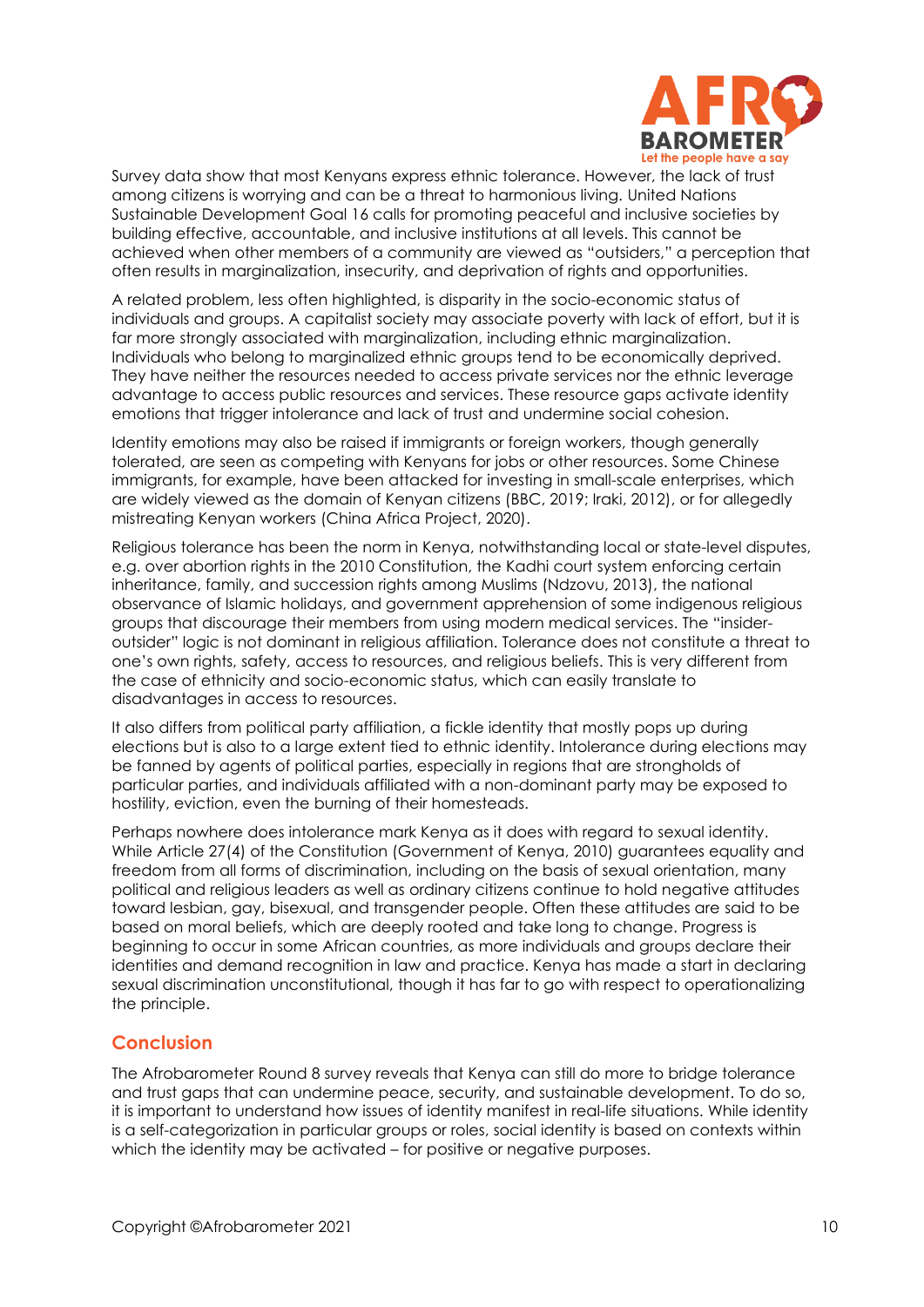Survey data show that most Kenyans express ethnic tolerance. However, the lack of trust among citizens is worrying and can be a threat to harmonious living. United Nations Sustainable Development Goal 16 calls for promoting peaceful and inclusive societies by building effective, accountable, and inclusive institutions at all levels. This cannot be achieved when other members of a community are viewed as "outsiders," a perception that often results in marginalization, insecurity, and deprivation of rights and opportunities.

A related problem, less often highlighted, is disparity in the socio-economic status of individuals and groups. A capitalist society may associate poverty with lack of effort, but it is far more strongly associated with marginalization, including ethnic marginalization. Individuals who belong to marginalized ethnic groups tend to be economically deprived. They have neither the resources needed to access private services nor the ethnic leverage advantage to access public resources and services. These resource gaps activate identity emotions that trigger intolerance and lack of trust and undermine social cohesion.

Identity emotions may also be raised if immigrants or foreign workers, though generally tolerated, are seen as competing with Kenyans for jobs or other resources. Some Chinese immigrants, for example, have been attacked for investing in small-scale enterprises, which are widely viewed as the domain of Kenyan citizens (BBC, 2019; Iraki, 2012), or for allegedly mistreating Kenyan workers (China Africa Project, 2020).

Religious tolerance has been the norm in Kenya, notwithstanding local or state-level disputes, e.g. over abortion rights in the 2010 Constitution, the Kadhi court system enforcing certain inheritance, family, and succession rights among Muslims (Ndzovu, 2013), the national observance of Islamic holidays, and government apprehension of some indigenous religious groups that discourage their members from using modern medical services. The "insider-outsider" logic is not dominant in religious affiliation. Tolerance does not constitute a threat to one's own rights, safety, access to resources, and religious beliefs. This is very different from the case of ethnicity and socio-economic status, which can easily translate to disadvantages in access to resources.

It also differs from political party affiliation, a fickle identity that mostly pops up during elections but is also to a large extent tied to ethnic identity. Intolerance during elections may be fanned by agents of political parties, especially in regions that are strongholds of particular parties, and individuals affiliated with a non-dominant party may be exposed to hostility, eviction, even the burning of their homesteads.

Perhaps nowhere does intolerance mark Kenya as it does with regard to sexual identity. While Article 27(4) of the Constitution (Government of Kenya, 2010) guarantees equality and freedom from all forms of discrimination, including on the basis of sexual orientation, many political and religious leaders as well as ordinary citizens continue to hold negative attitudes toward lesbian, gay, bisexual, and transgender people. Often these attitudes are said to be based on moral beliefs, which are deeply rooted and take long to change. Progress is beginning to occur in some African countries, as more individuals and groups declare their identities and demand recognition in law and practice. Kenya has made a start in declaring sexual discrimination unconstitutional, though it has far to go with respect to operationalizing the principle.

## Conclusion

The Afrobarometer Round 8 survey reveals that Kenya can still do more to bridge tolerance and trust gaps that can undermine peace, security, and sustainable development. To do so, it is important to understand how issues of identity manifest in real-life situations. While identity is a self-categorization in particular groups or roles, social identity is based on contexts within which the identity may be activated – for positive or negative purposes.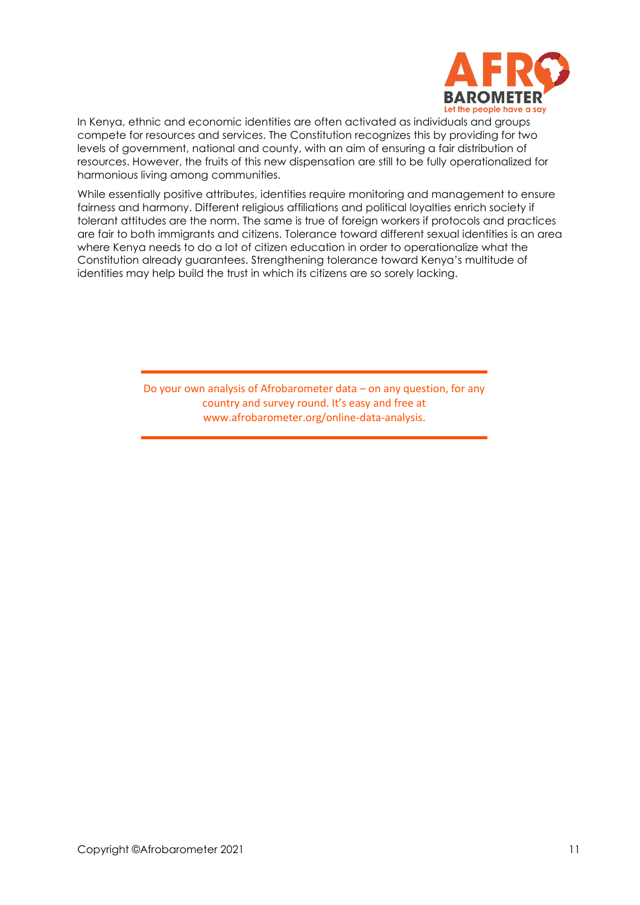In Kenya, ethnic and economic identities are often activated as individuals and groups compete for resources and services. The Constitution recognizes this by providing for two levels of government, national and county, with an aim of ensuring a fair distribution of resources. However, the fruits of this new dispensation are still to be fully operationalized for harmonious living among communities.

While essentially positive attributes, identities require monitoring and management to ensure fairness and harmony. Different religious affiliations and political loyalties enrich society if tolerant attitudes are the norm. The same is true of foreign workers if protocols and practices are fair to both immigrants and citizens. Tolerance toward different sexual identities is an area where Kenya needs to do a lot of citizen education in order to operationalize what the Constitution already guarantees. Strengthening tolerance toward Kenya's multitude of identities may help build the trust in which its citizens are so sorely lacking.

---

Do your own analysis of Afrobarometer data – on any question, for any country and survey round. It's easy and free at www.afrobarometer.org/online-data-analysis.

---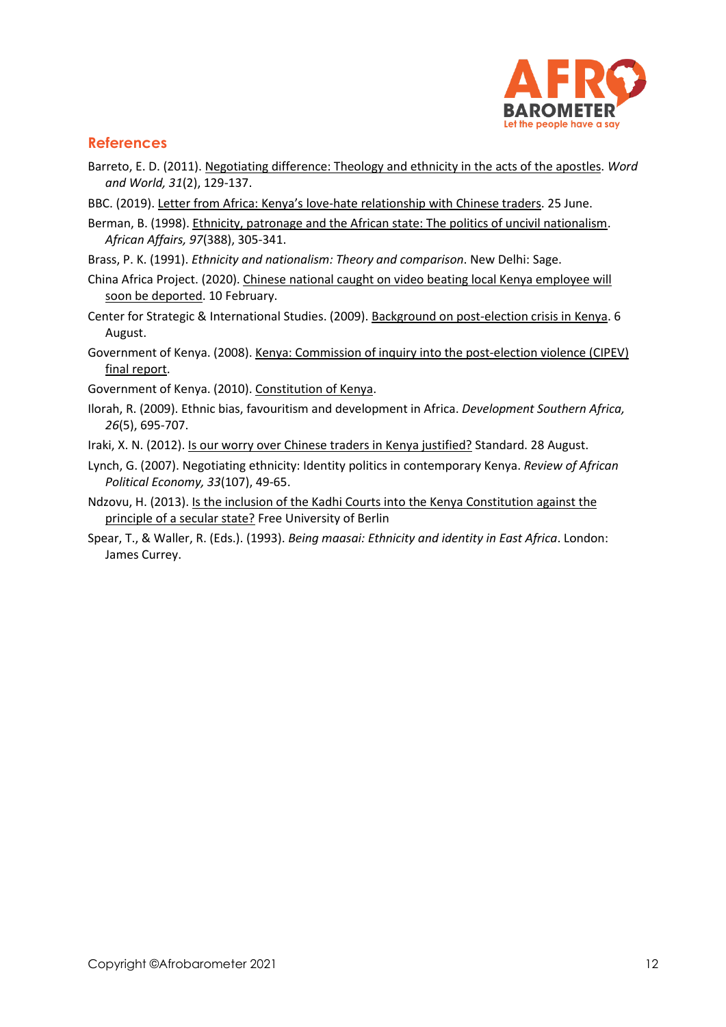## References

Barreto, E. D. (2011). Negotiating difference: Theology and ethnicity in the acts of the apostles. *Word and World, 31*(2), 129-137.

BBC. (2019). Letter from Africa: Kenya's love-hate relationship with Chinese traders. 25 June.

Berman, B. (1998). Ethnicity, patronage and the African state: The politics of uncivil nationalism. *African Affairs, 97*(388), 305-341.

Brass, P. K. (1991). *Ethnicity and nationalism: Theory and comparison*. New Delhi: Sage.

China Africa Project. (2020). Chinese national caught on video beating local Kenya employee will soon be deported. 10 February.

Center for Strategic & International Studies. (2009). Background on post-election crisis in Kenya. 6 August.

Government of Kenya. (2008). Kenya: Commission of inquiry into the post-election violence (CIPEV) final report.

Government of Kenya. (2010). Constitution of Kenya.

Ilorah, R. (2009). Ethnic bias, favouritism and development in Africa. *Development Southern Africa, 26*(5), 695-707.

Iraki, X. N. (2012). Is our worry over Chinese traders in Kenya justified? Standard. 28 August.

Lynch, G. (2007). Negotiating ethnicity: Identity politics in contemporary Kenya. *Review of African Political Economy, 33*(107), 49-65.

Ndzovu, H. (2013). Is the inclusion of the Kadhi Courts into the Kenya Constitution against the principle of a secular state? Free University of Berlin

Spear, T., & Waller, R. (Eds.). (1993). *Being maasai: Ethnicity and identity in East Africa*. London: James Currey.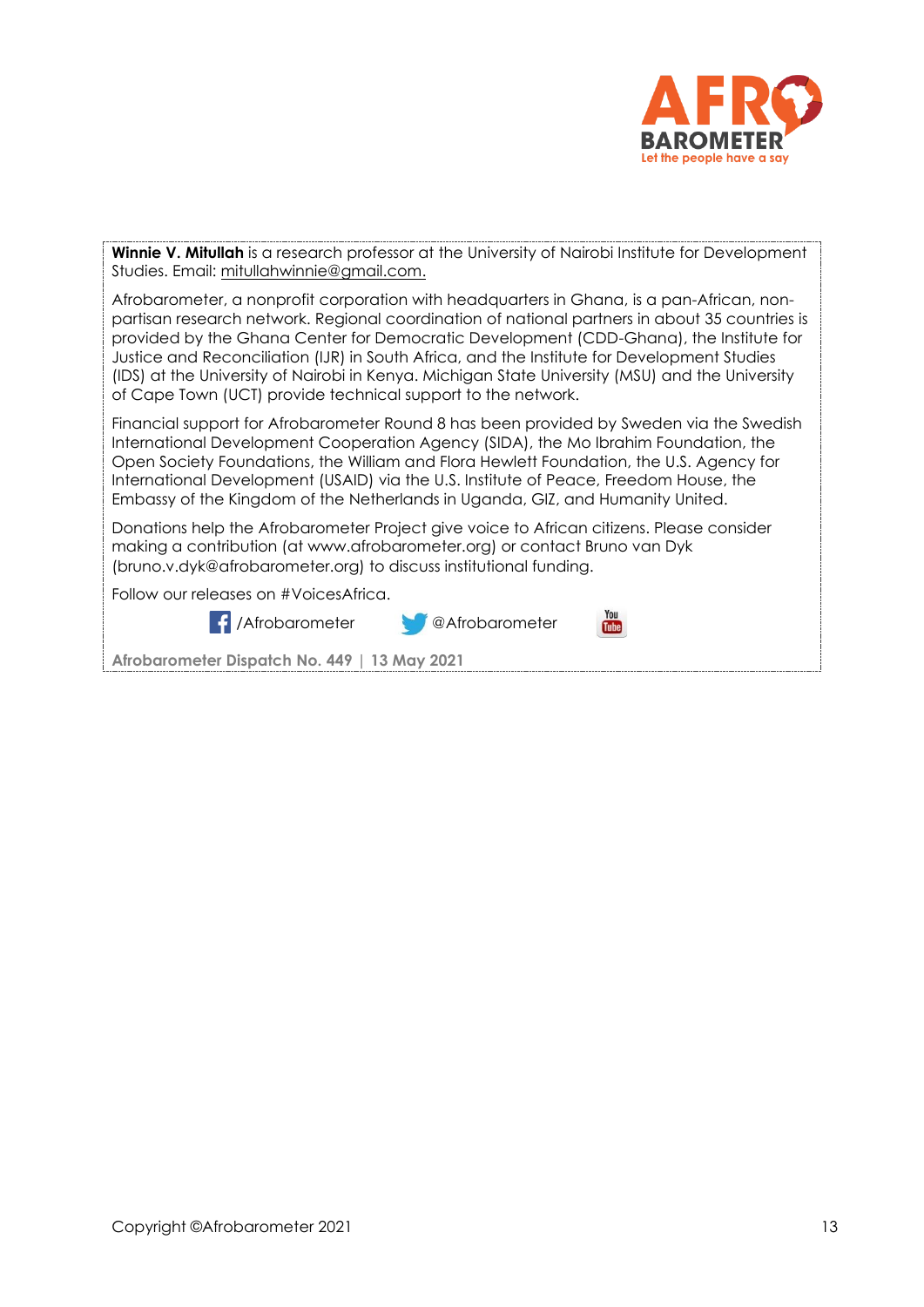**Winnie V. Mitullah** is a research professor at the University of Nairobi Institute for Development Studies. Email: mitullahwinnie@gmail.com.

Afrobarometer, a nonprofit corporation with headquarters in Ghana, is a pan-African, non-partisan research network. Regional coordination of national partners in about 35 countries is provided by the Ghana Center for Democratic Development (CDD-Ghana), the Institute for Justice and Reconciliation (IJR) in South Africa, and the Institute for Development Studies (IDS) at the University of Nairobi in Kenya. Michigan State University (MSU) and the University of Cape Town (UCT) provide technical support to the network.

Financial support for Afrobarometer Round 8 has been provided by Sweden via the Swedish International Development Cooperation Agency (SIDA), the Mo Ibrahim Foundation, the Open Society Foundations, the William and Flora Hewlett Foundation, the U.S. Agency for International Development (USAID) via the U.S. Institute of Peace, Freedom House, the Embassy of the Kingdom of the Netherlands in Uganda, GIZ, and Humanity United.

Donations help the Afrobarometer Project give voice to African citizens. Please consider making a contribution (at www.afrobarometer.org) or contact Bruno van Dyk (bruno.v.dyk@afrobarometer.org) to discuss institutional funding.

Follow our releases on #VoicesAfrica.

/Afrobarometer @Afrobarometer

**Afrobarometer Dispatch No. 449 | 13 May 2021**